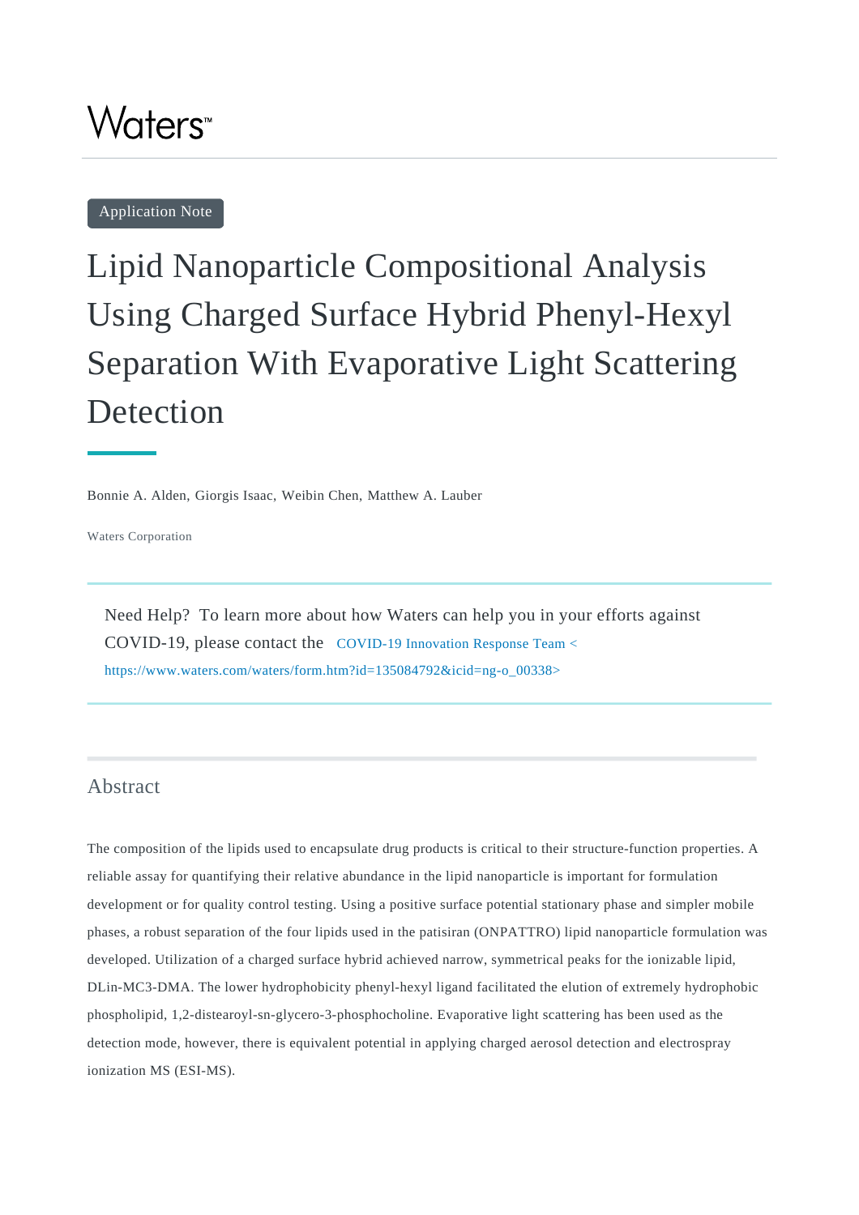Waters™

Application Note

# Lipid Nanoparticle Compositional Analysis Using Charged Surface Hybrid Phenyl-Hexyl Separation With Evaporative Light Scattering Detection

Bonnie A. Alden, Giorgis Isaac, Weibin Chen, Matthew A. Lauber

Waters Corporation

Need Help? To learn more about how Waters can help you in your efforts against COVID-19, please contact the [COVID-19 Innovation Response Team < https://www.waters.com/waters/form.htm?id=135084792&icid=ng-o_00338>](https://www.waters.com/waters/form.htm?id=135084792&icid=ng-o_00338)

## Abstract

The composition of the lipids used to encapsulate drug products is critical to their structure-function properties. A reliable assay for quantifying their relative abundance in the lipid nanoparticle is important for formulation development or for quality control testing. Using a positive surface potential stationary phase and simpler mobile phases, a robust separation of the four lipids used in the patisiran (ONPATTRO) lipid nanoparticle formulation was developed. Utilization of a charged surface hybrid achieved narrow, symmetrical peaks for the ionizable lipid, DLin-MC3-DMA. The lower hydrophobicity phenyl-hexyl ligand facilitated the elution of extremely hydrophobic phospholipid, 1,2-distearoyl-sn-glycero-3-phosphocholine. Evaporative light scattering has been used as the detection mode, however, there is equivalent potential in applying charged aerosol detection and electrospray ionization MS (ESI-MS).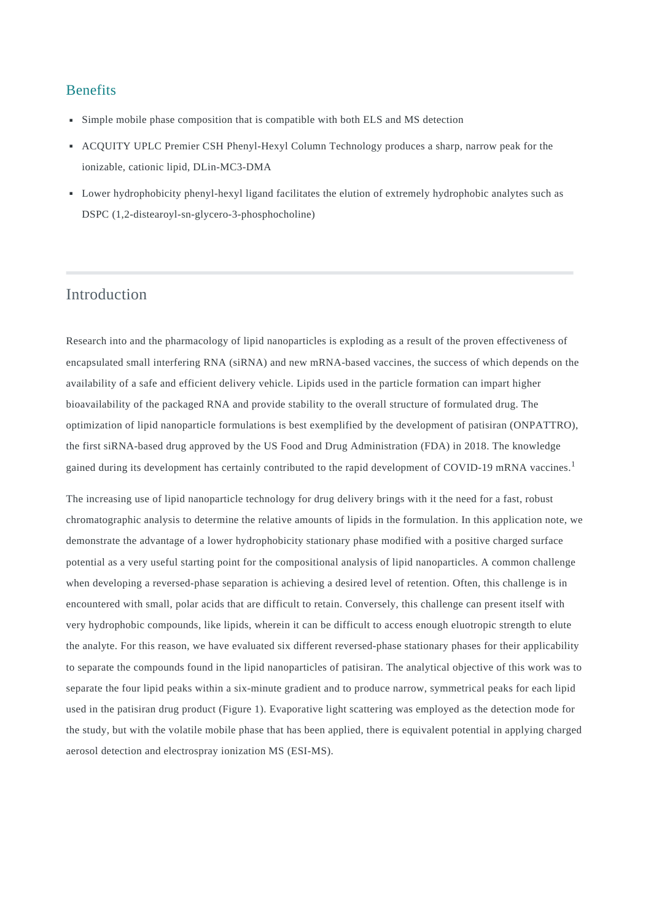## Benefits

- Simple mobile phase composition that is compatible with both ELS and MS detection
- ACQUITY UPLC Premier CSH Phenyl-Hexyl Column Technology produces a sharp, narrow peak for the ionizable, cationic lipid, DLin-MC3-DMA
- Lower hydrophobicity phenyl-hexyl ligand facilitates the elution of extremely hydrophobic analytes such as DSPC (1,2-distearoyl-sn-glycero-3-phosphocholine)

## Introduction

Research into and the pharmacology of lipid nanoparticles is exploding as a result of the proven effectiveness of encapsulated small interfering RNA (siRNA) and new mRNA-based vaccines, the success of which depends on the availability of a safe and efficient delivery vehicle. Lipids used in the particle formation can impart higher bioavailability of the packaged RNA and provide stability to the overall structure of formulated drug. The optimization of lipid nanoparticle formulations is best exemplified by the development of patisiran (ONPATTRO), the first siRNA-based drug approved by the US Food and Drug Administration (FDA) in 2018. The knowledge gained during its development has certainly contributed to the rapid development of COVID-19 mRNA vaccines.[1]

The increasing use of lipid nanoparticle technology for drug delivery brings with it the need for a fast, robust chromatographic analysis to determine the relative amounts of lipids in the formulation. In this application note, we demonstrate the advantage of a lower hydrophobicity stationary phase modified with a positive charged surface potential as a very useful starting point for the compositional analysis of lipid nanoparticles. A common challenge when developing a reversed-phase separation is achieving a desired level of retention. Often, this challenge is in encountered with small, polar acids that are difficult to retain. Conversely, this challenge can present itself with very hydrophobic compounds, like lipids, wherein it can be difficult to access enough eluotropic strength to elute the analyte. For this reason, we have evaluated six different reversed-phase stationary phases for their applicability to separate the compounds found in the lipid nanoparticles of patisiran. The analytical objective of this work was to separate the four lipid peaks within a six-minute gradient and to produce narrow, symmetrical peaks for each lipid used in the patisiran drug product (Figure 1). Evaporative light scattering was employed as the detection mode for the study, but with the volatile mobile phase that has been applied, there is equivalent potential in applying charged aerosol detection and electrospray ionization MS (ESI-MS).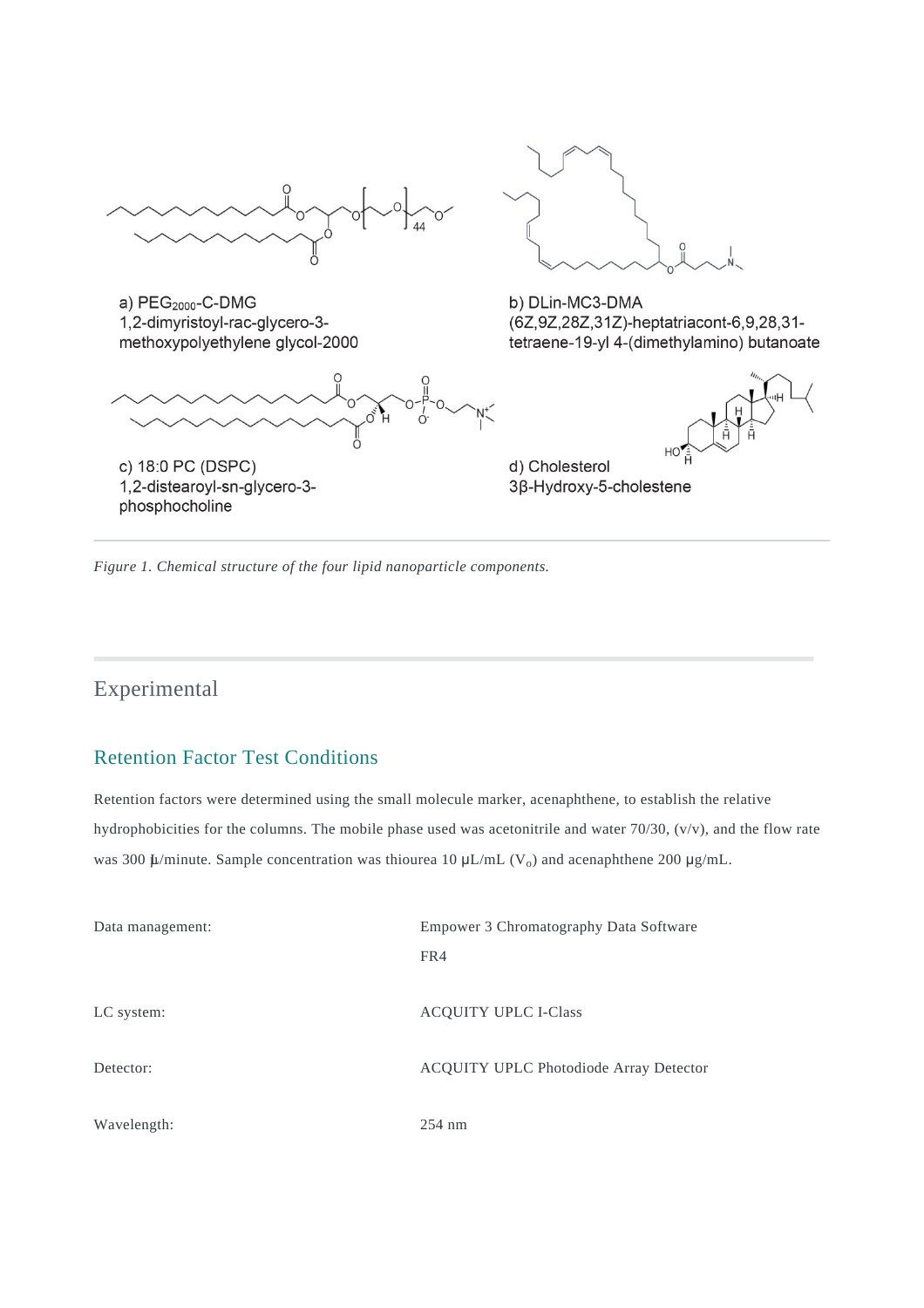a) PEG$_{2000}$-C-DMG
1,2-dimyristoyl-rac-glycero-3-methoxypolyethylene glycol-2000

b) DLin-MC3-DMA
(6Z,9Z,28Z,31Z)-heptatriacont-6,9,28,31-tetraene-19-yl 4-(dimethylamino) butanoate

c) 18:0 PC (DSPC)
1,2-distearoyl-sn-glycero-3-phosphocholine

d) Cholesterol
3β-Hydroxy-5-cholestene

*Figure 1. Chemical structure of the four lipid nanoparticle components.*

## Experimental

### Retention Factor Test Conditions

Retention factors were determined using the small molecule marker, acenaphthene, to establish the relative hydrophobicities for the columns. The mobile phase used was acetonitrile and water 70/30, (v/v), and the flow rate was 300 µL/minute. Sample concentration was thiourea 10 µL/mL ($V_o$) and acenaphthene 200 µg/mL.

| | |
|---|---|
| Data management: | Empower 3 Chromatography Data Software FR4 |
| LC system: | ACQUITY UPLC I-Class |
| Detector: | ACQUITY UPLC Photodiode Array Detector |
| Wavelength: | 254 nm |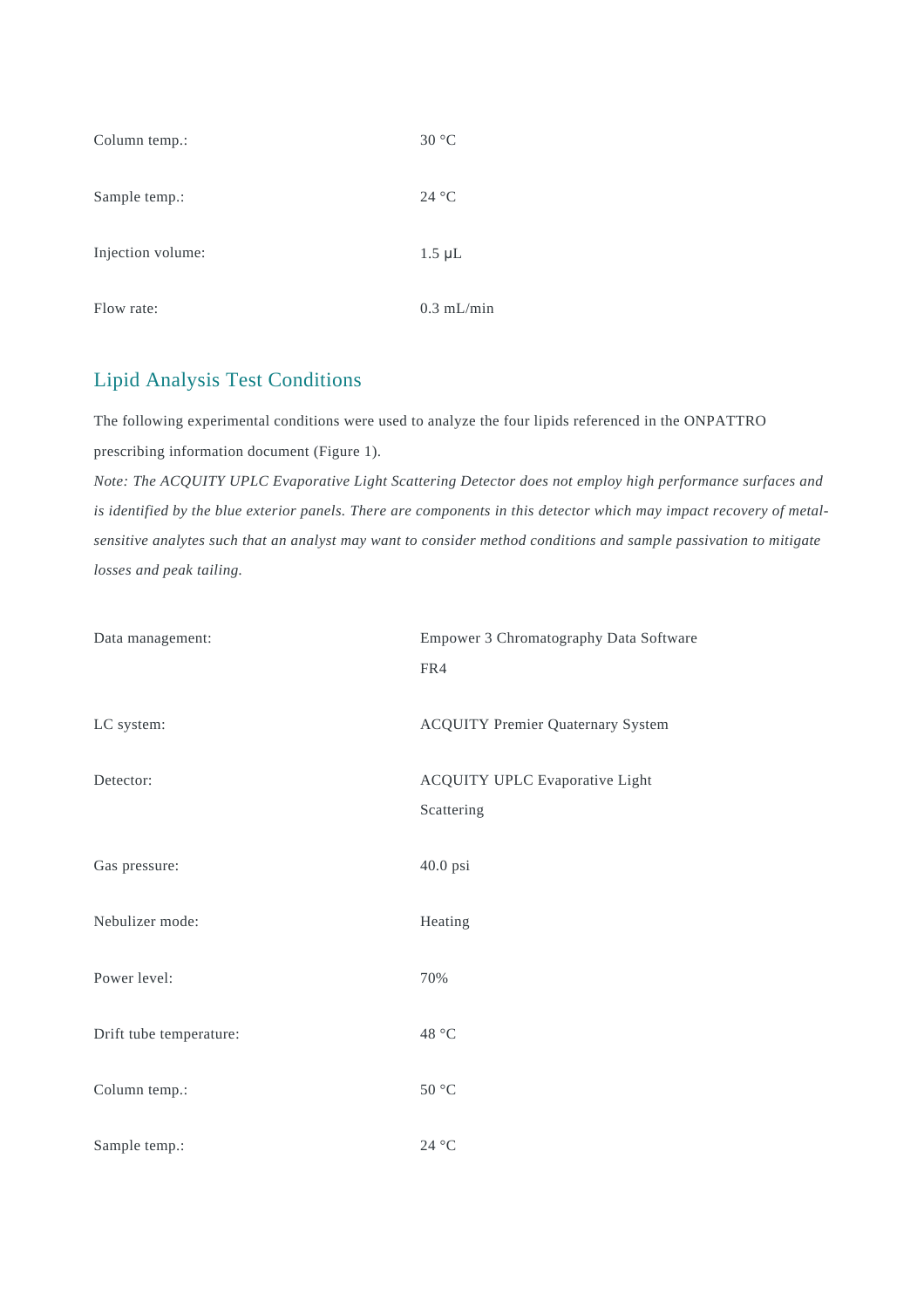| | |
|---|---|
| Column temp.: | 30 °C |
| Sample temp.: | 24 °C |
| Injection volume: | 1.5 µL |
| Flow rate: | 0.3 mL/min |

## Lipid Analysis Test Conditions

The following experimental conditions were used to analyze the four lipids referenced in the ONPATTRO prescribing information document (Figure 1).

*Note: The ACQUITY UPLC Evaporative Light Scattering Detector does not employ high performance surfaces and is identified by the blue exterior panels. There are components in this detector which may impact recovery of metal-sensitive analytes such that an analyst may want to consider method conditions and sample passivation to mitigate losses and peak tailing.*

| | |
|---|---|
| Data management: | Empower 3 Chromatography Data Software FR4 |
| LC system: | ACQUITY Premier Quaternary System |
| Detector: | ACQUITY UPLC Evaporative Light Scattering |
| Gas pressure: | 40.0 psi |
| Nebulizer mode: | Heating |
| Power level: | 70% |
| Drift tube temperature: | 48 °C |
| Column temp.: | 50 °C |
| Sample temp.: | 24 °C |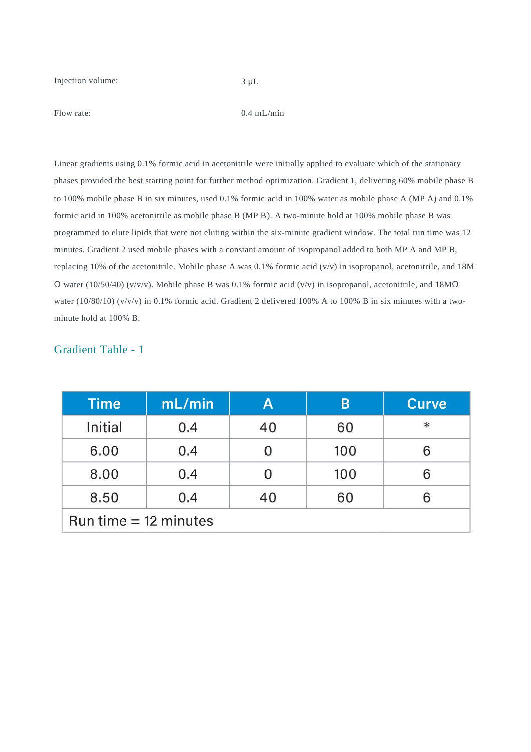Injection volume: 3 μL

Flow rate: 0.4 mL/min

Linear gradients using 0.1% formic acid in acetonitrile were initially applied to evaluate which of the stationary phases provided the best starting point for further method optimization. Gradient 1, delivering 60% mobile phase B to 100% mobile phase B in six minutes, used 0.1% formic acid in 100% water as mobile phase A (MP A) and 0.1% formic acid in 100% acetonitrile as mobile phase B (MP B). A two-minute hold at 100% mobile phase B was programmed to elute lipids that were not eluting within the six-minute gradient window. The total run time was 12 minutes. Gradient 2 used mobile phases with a constant amount of isopropanol added to both MP A and MP B, replacing 10% of the acetonitrile. Mobile phase A was 0.1% formic acid (v/v) in isopropanol, acetonitrile, and 18M Ω water (10/50/40) (v/v/v). Mobile phase B was 0.1% formic acid (v/v) in isopropanol, acetonitrile, and 18MΩ water (10/80/10) (v/v/v) in 0.1% formic acid. Gradient 2 delivered 100% A to 100% B in six minutes with a two-minute hold at 100% B.

## Gradient Table - 1

| Time | mL/min | A | B | Curve |
|---|---|---|---|---|
| Initial | 0.4 | 40 | 60 | * |
| 6.00 | 0.4 | 0 | 100 | 6 |
| 8.00 | 0.4 | 0 | 100 | 6 |
| 8.50 | 0.4 | 40 | 60 | 6 |
| Run time = 12 minutes | | | | |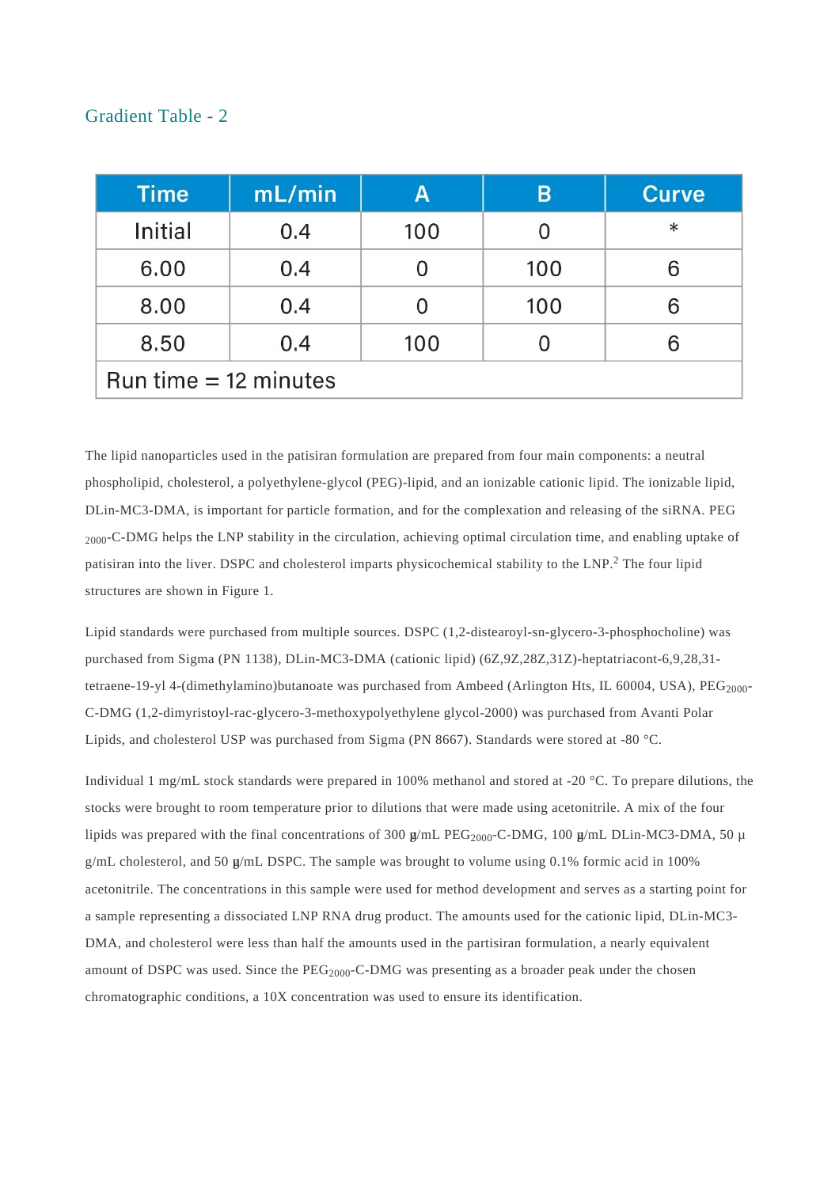### Gradient Table - 2

| Time | mL/min | A | B | Curve |
|---|---|---|---|---|
| Initial | 0.4 | 100 | 0 | * |
| 6.00 | 0.4 | 0 | 100 | 6 |
| 8.00 | 0.4 | 0 | 100 | 6 |
| 8.50 | 0.4 | 100 | 0 | 6 |
| Run time = 12 minutes | | | | |

The lipid nanoparticles used in the patisiran formulation are prepared from four main components: a neutral phospholipid, cholesterol, a polyethylene-glycol (PEG)-lipid, and an ionizable cationic lipid. The ionizable lipid, DLin-MC3-DMA, is important for particle formation, and for the complexation and releasing of the siRNA. PEG $_{2000}$-C-DMG helps the LNP stability in the circulation, achieving optimal circulation time, and enabling uptake of patisiran into the liver. DSPC and cholesterol imparts physicochemical stability to the LNP.[2] The four lipid structures are shown in Figure 1.

Lipid standards were purchased from multiple sources. DSPC (1,2-distearoyl-sn-glycero-3-phosphocholine) was purchased from Sigma (PN 1138), DLin-MC3-DMA (cationic lipid) (6Z,9Z,28Z,31Z)-heptatriacont-6,9,28,31-tetraene-19-yl 4-(dimethylamino)butanoate was purchased from Ambeed (Arlington Hts, IL 60004, USA), PEG$_{2000}$-C-DMG (1,2-dimyristoyl-rac-glycero-3-methoxypolyethylene glycol-2000) was purchased from Avanti Polar Lipids, and cholesterol USP was purchased from Sigma (PN 8667). Standards were stored at -80 °C.

Individual 1 mg/mL stock standards were prepared in 100% methanol and stored at -20 °C. To prepare dilutions, the stocks were brought to room temperature prior to dilutions that were made using acetonitrile. A mix of the four lipids was prepared with the final concentrations of 300 µg/mL PEG$_{2000}$-C-DMG, 100 µg/mL DLin-MC3-DMA, 50 µg/mL cholesterol, and 50 µg/mL DSPC. The sample was brought to volume using 0.1% formic acid in 100% acetonitrile. The concentrations in this sample were used for method development and serves as a starting point for a sample representing a dissociated LNP RNA drug product. The amounts used for the cationic lipid, DLin-MC3-DMA, and cholesterol were less than half the amounts used in the partisiran formulation, a nearly equivalent amount of DSPC was used. Since the PEG$_{2000}$-C-DMG was presenting as a broader peak under the chosen chromatographic conditions, a 10X concentration was used to ensure its identification.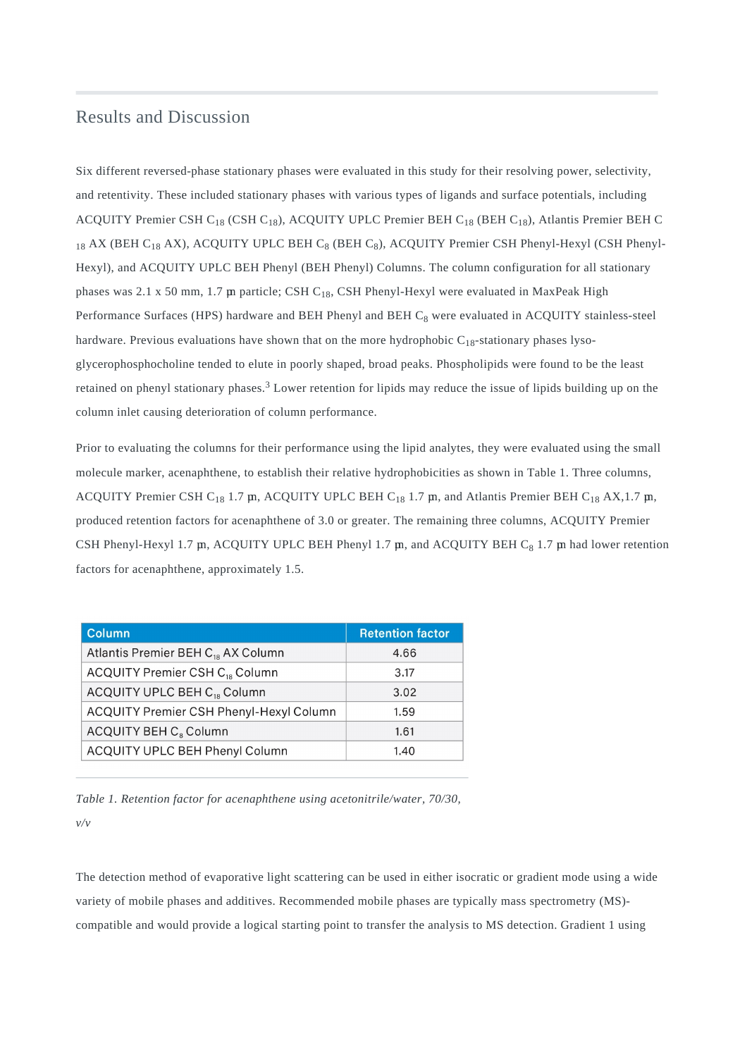## Results and Discussion

Six different reversed-phase stationary phases were evaluated in this study for their resolving power, selectivity, and retentivity. These included stationary phases with various types of ligands and surface potentials, including ACQUITY Premier CSH $C_{18}$ (CSH $C_{18}$), ACQUITY UPLC Premier BEH $C_{18}$ (BEH $C_{18}$), Atlantis Premier BEH $C_{18}$ AX (BEH $C_{18}$ AX), ACQUITY UPLC BEH $C_8$ (BEH $C_8$), ACQUITY Premier CSH Phenyl-Hexyl (CSH Phenyl-Hexyl), and ACQUITY UPLC BEH Phenyl (BEH Phenyl) Columns. The column configuration for all stationary phases was 2.1 x 50 mm, 1.7 µm particle; CSH $C_{18}$, CSH Phenyl-Hexyl were evaluated in MaxPeak High Performance Surfaces (HPS) hardware and BEH Phenyl and BEH $C_8$ were evaluated in ACQUITY stainless-steel hardware. Previous evaluations have shown that on the more hydrophobic $C_{18}$-stationary phases lyso-glycerophosphocholine tended to elute in poorly shaped, broad peaks. Phospholipids were found to be the least retained on phenyl stationary phases.[3] Lower retention for lipids may reduce the issue of lipids building up on the column inlet causing deterioration of column performance.

Prior to evaluating the columns for their performance using the lipid analytes, they were evaluated using the small molecule marker, acenaphthene, to establish their relative hydrophobicities as shown in Table 1. Three columns, ACQUITY Premier CSH $C_{18}$ 1.7 µm, ACQUITY UPLC BEH $C_{18}$ 1.7 µm, and Atlantis Premier BEH $C_{18}$ AX,1.7 µm, produced retention factors for acenaphthene of 3.0 or greater. The remaining three columns, ACQUITY Premier CSH Phenyl-Hexyl 1.7 µm, ACQUITY UPLC BEH Phenyl 1.7 µm, and ACQUITY BEH $C_8$ 1.7 µm had lower retention factors for acenaphthene, approximately 1.5.

| Column | Retention factor |
|---|---|
| Atlantis Premier BEH $C_{18}$ AX Column | 4.66 |
| ACQUITY Premier CSH $C_{18}$ Column | 3.17 |
| ACQUITY UPLC BEH $C_{18}$ Column | 3.02 |
| ACQUITY Premier CSH Phenyl-Hexyl Column | 1.59 |
| ACQUITY BEH $C_8$ Column | 1.61 |
| ACQUITY UPLC BEH Phenyl Column | 1.40 |

*Table 1. Retention factor for acenaphthene using acetonitrile/water, 70/30, v/v*

The detection method of evaporative light scattering can be used in either isocratic or gradient mode using a wide variety of mobile phases and additives. Recommended mobile phases are typically mass spectrometry (MS)-compatible and would provide a logical starting point to transfer the analysis to MS detection. Gradient 1 using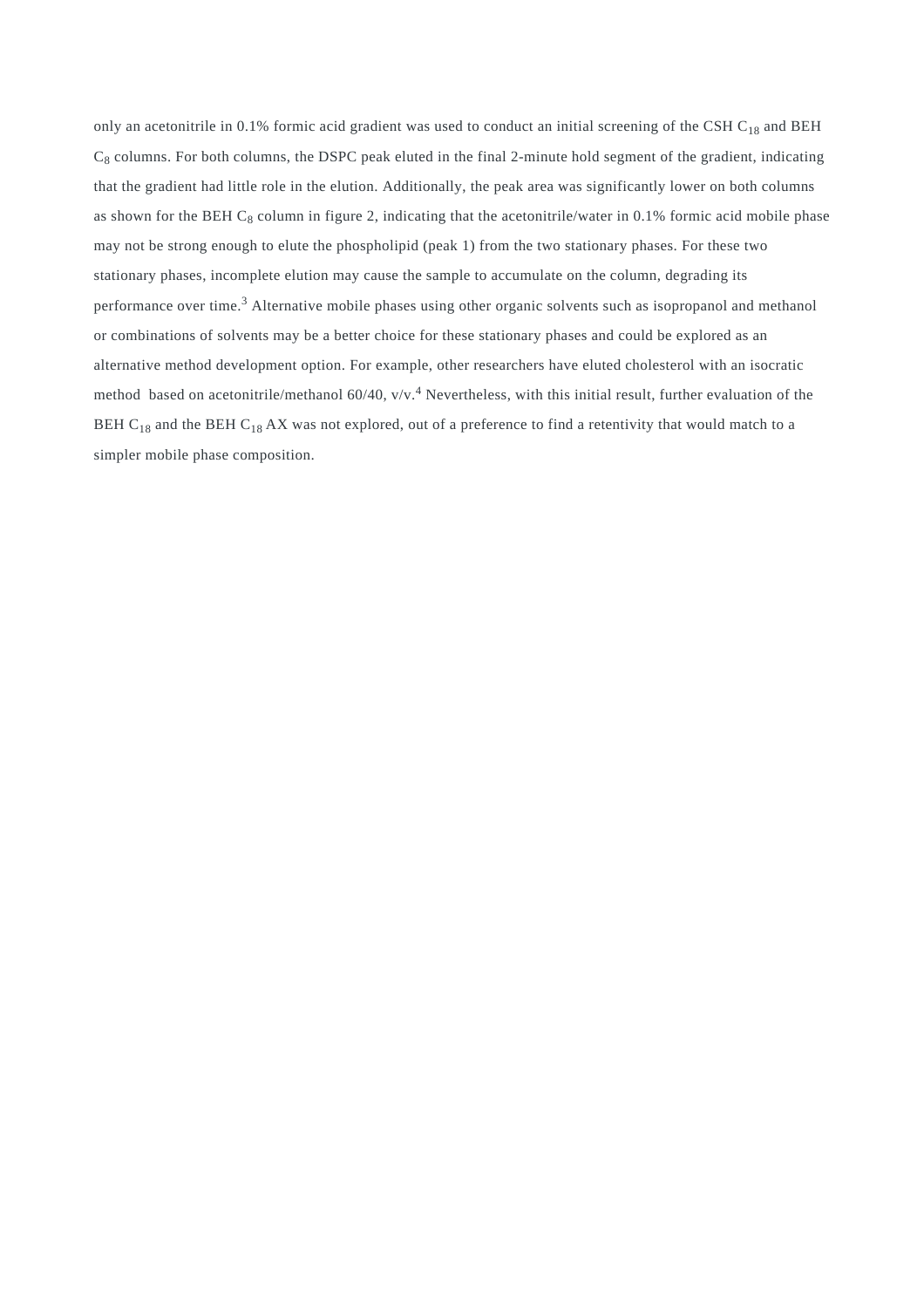only an acetonitrile in 0.1% formic acid gradient was used to conduct an initial screening of the CSH $C_{18}$ and BEH $C_8$ columns. For both columns, the DSPC peak eluted in the final 2-minute hold segment of the gradient, indicating that the gradient had little role in the elution. Additionally, the peak area was significantly lower on both columns as shown for the BEH $C_8$ column in figure 2, indicating that the acetonitrile/water in 0.1% formic acid mobile phase may not be strong enough to elute the phospholipid (peak 1) from the two stationary phases. For these two stationary phases, incomplete elution may cause the sample to accumulate on the column, degrading its performance over time.[3] Alternative mobile phases using other organic solvents such as isopropanol and methanol or combinations of solvents may be a better choice for these stationary phases and could be explored as an alternative method development option. For example, other researchers have eluted cholesterol with an isocratic method based on acetonitrile/methanol 60/40, v/v.[4] Nevertheless, with this initial result, further evaluation of the BEH $C_{18}$ and the BEH $C_{18}$ AX was not explored, out of a preference to find a retentivity that would match to a simpler mobile phase composition.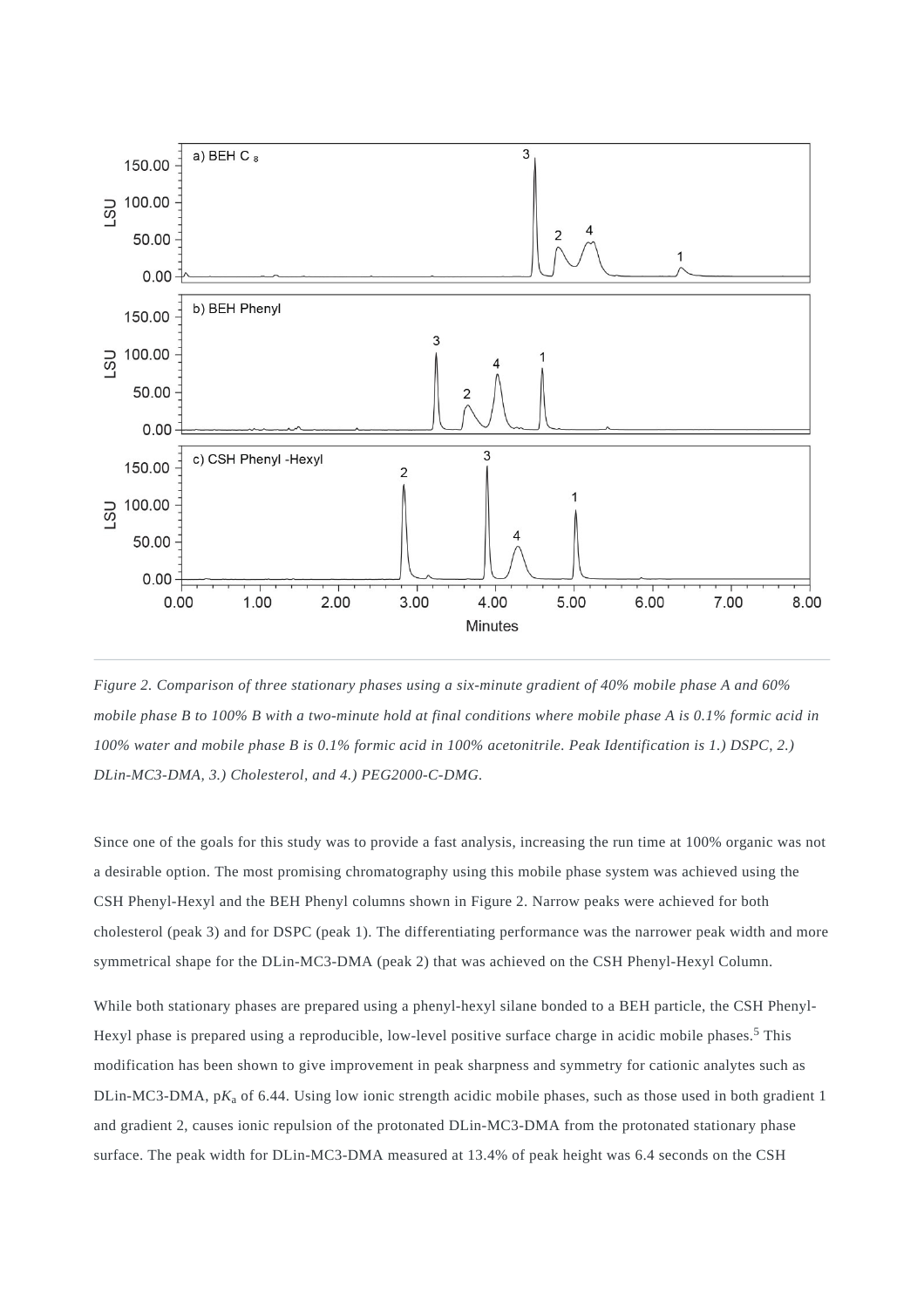*Figure 2. Comparison of three stationary phases using a six-minute gradient of 40% mobile phase A and 60% mobile phase B to 100% B with a two-minute hold at final conditions where mobile phase A is 0.1% formic acid in 100% water and mobile phase B is 0.1% formic acid in 100% acetonitrile. Peak Identification is 1.) DSPC, 2.) DLin-MC3-DMA, 3.) Cholesterol, and 4.) PEG2000-C-DMG.*

Since one of the goals for this study was to provide a fast analysis, increasing the run time at 100% organic was not a desirable option. The most promising chromatography using this mobile phase system was achieved using the CSH Phenyl-Hexyl and the BEH Phenyl columns shown in Figure 2. Narrow peaks were achieved for both cholesterol (peak 3) and for DSPC (peak 1). The differentiating performance was the narrower peak width and more symmetrical shape for the DLin-MC3-DMA (peak 2) that was achieved on the CSH Phenyl-Hexyl Column.

While both stationary phases are prepared using a phenyl-hexyl silane bonded to a BEH particle, the CSH Phenyl-Hexyl phase is prepared using a reproducible, low-level positive surface charge in acidic mobile phases.[5] This modification has been shown to give improvement in peak sharpness and symmetry for cationic analytes such as DLin-MC3-DMA, $pK_a$ of 6.44. Using low ionic strength acidic mobile phases, such as those used in both gradient 1 and gradient 2, causes ionic repulsion of the protonated DLin-MC3-DMA from the protonated stationary phase surface. The peak width for DLin-MC3-DMA measured at 13.4% of peak height was 6.4 seconds on the CSH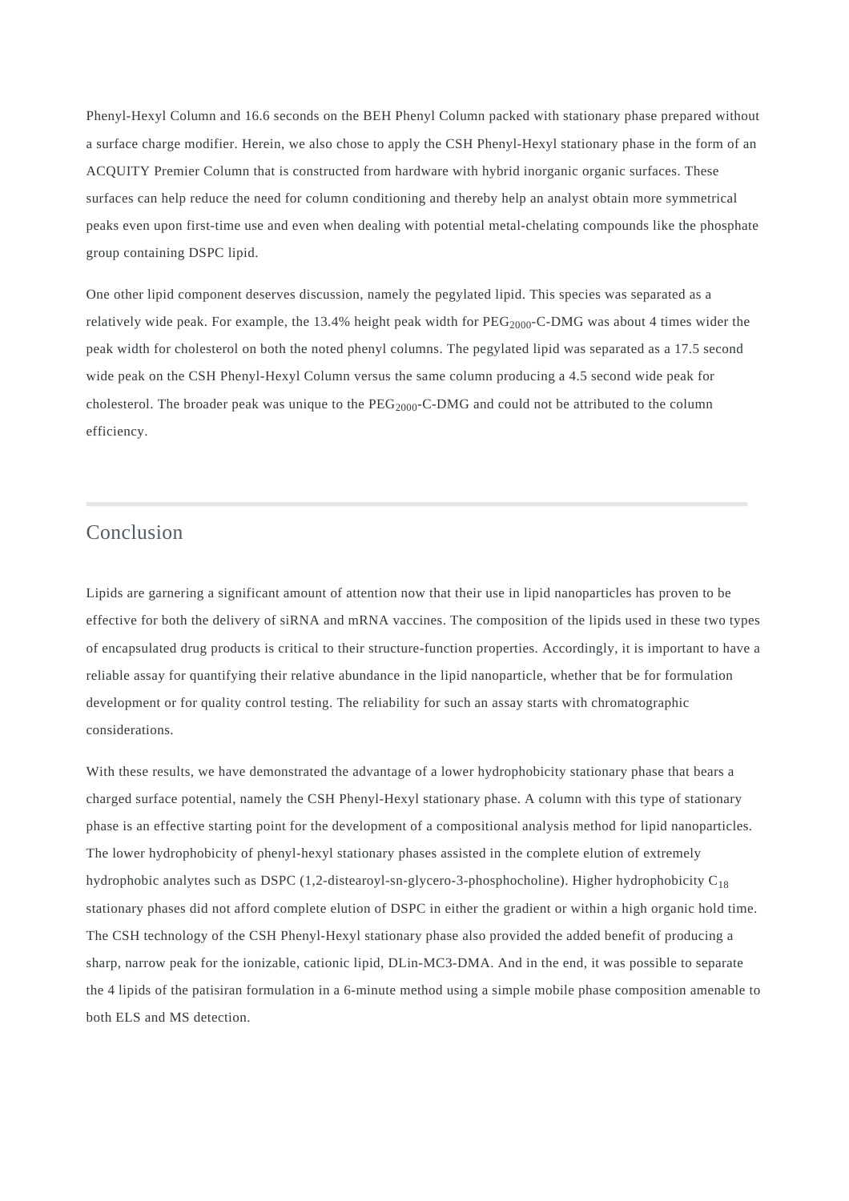Phenyl-Hexyl Column and 16.6 seconds on the BEH Phenyl Column packed with stationary phase prepared without a surface charge modifier. Herein, we also chose to apply the CSH Phenyl-Hexyl stationary phase in the form of an ACQUITY Premier Column that is constructed from hardware with hybrid inorganic organic surfaces. These surfaces can help reduce the need for column conditioning and thereby help an analyst obtain more symmetrical peaks even upon first-time use and even when dealing with potential metal-chelating compounds like the phosphate group containing DSPC lipid.

One other lipid component deserves discussion, namely the pegylated lipid. This species was separated as a relatively wide peak. For example, the 13.4% height peak width for $PEG_{2000}$-C-DMG was about 4 times wider the peak width for cholesterol on both the noted phenyl columns. The pegylated lipid was separated as a 17.5 second wide peak on the CSH Phenyl-Hexyl Column versus the same column producing a 4.5 second wide peak for cholesterol. The broader peak was unique to the $PEG_{2000}$-C-DMG and could not be attributed to the column efficiency.

## Conclusion

Lipids are garnering a significant amount of attention now that their use in lipid nanoparticles has proven to be effective for both the delivery of siRNA and mRNA vaccines. The composition of the lipids used in these two types of encapsulated drug products is critical to their structure-function properties. Accordingly, it is important to have a reliable assay for quantifying their relative abundance in the lipid nanoparticle, whether that be for formulation development or for quality control testing. The reliability for such an assay starts with chromatographic considerations.

With these results, we have demonstrated the advantage of a lower hydrophobicity stationary phase that bears a charged surface potential, namely the CSH Phenyl-Hexyl stationary phase. A column with this type of stationary phase is an effective starting point for the development of a compositional analysis method for lipid nanoparticles. The lower hydrophobicity of phenyl-hexyl stationary phases assisted in the complete elution of extremely hydrophobic analytes such as DSPC (1,2-distearoyl-sn-glycero-3-phosphocholine). Higher hydrophobicity $C_{18}$ stationary phases did not afford complete elution of DSPC in either the gradient or within a high organic hold time. The CSH technology of the CSH Phenyl-Hexyl stationary phase also provided the added benefit of producing a sharp, narrow peak for the ionizable, cationic lipid, DLin-MC3-DMA. And in the end, it was possible to separate the 4 lipids of the patisiran formulation in a 6-minute method using a simple mobile phase composition amenable to both ELS and MS detection.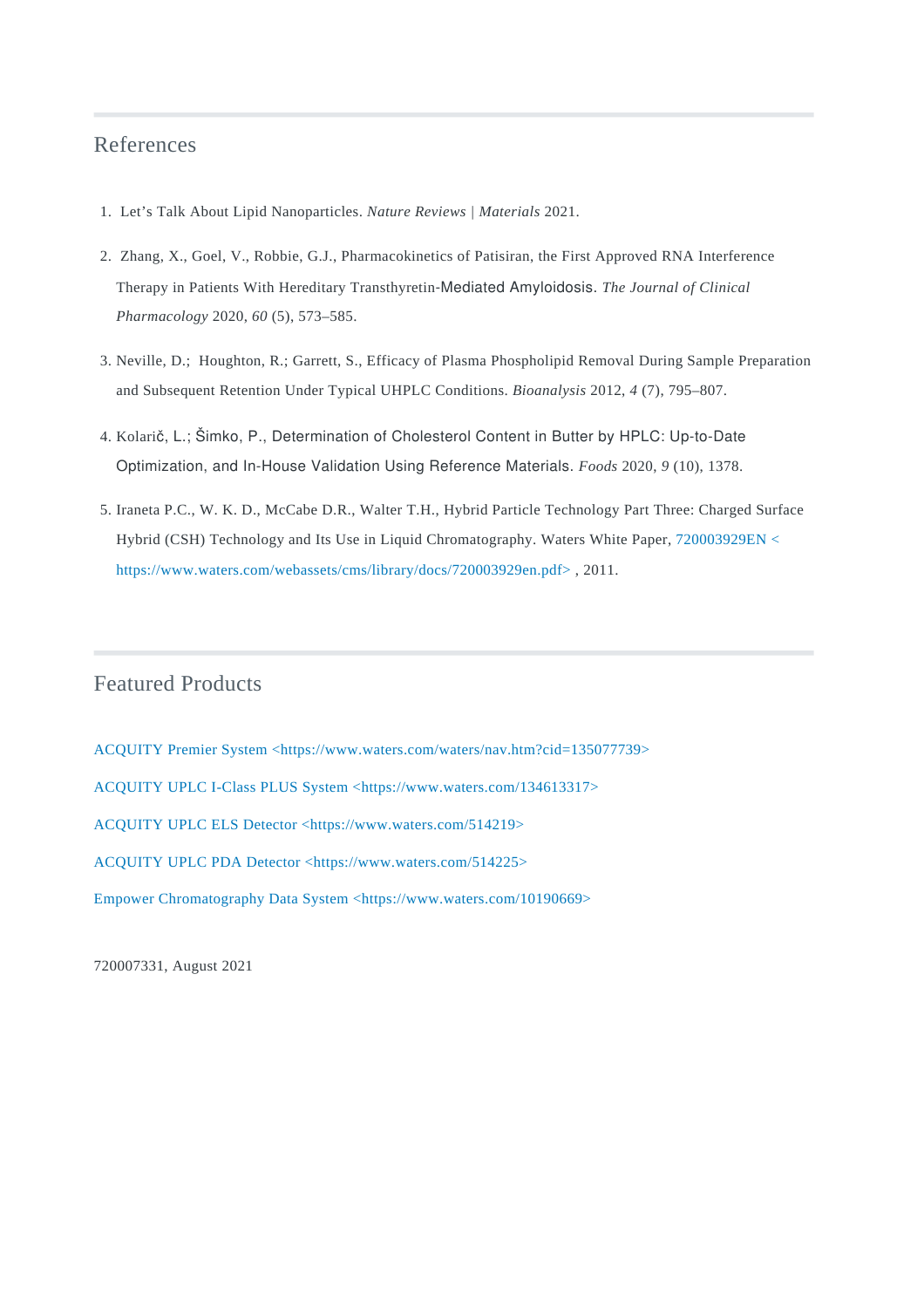## References

1. Let's Talk About Lipid Nanoparticles. *Nature Reviews | Materials* 2021.
2. Zhang, X., Goel, V., Robbie, G.J., Pharmacokinetics of Patisiran, the First Approved RNA Interference Therapy in Patients With Hereditary Transthyretin-Mediated Amyloidosis. *The Journal of Clinical Pharmacology* 2020, *60* (5), 573–585.
3. Neville, D.; Houghton, R.; Garrett, S., Efficacy of Plasma Phospholipid Removal During Sample Preparation and Subsequent Retention Under Typical UHPLC Conditions. *Bioanalysis* 2012, *4* (7), 795–807.
4. Kolarič, L.; Šimko, P., Determination of Cholesterol Content in Butter by HPLC: Up-to-Date Optimization, and In-House Validation Using Reference Materials. *Foods* 2020, *9* (10), 1378.
5. Iraneta P.C., W. K. D., McCabe D.R., Walter T.H., Hybrid Particle Technology Part Three: Charged Surface Hybrid (CSH) Technology and Its Use in Liquid Chromatography. Waters White Paper, 720003929EN <https://www.waters.com/webassets/cms/library/docs/720003929en.pdf> , 2011.

## Featured Products

ACQUITY Premier System <https://www.waters.com/waters/nav.htm?cid=135077739>

ACQUITY UPLC I-Class PLUS System <https://www.waters.com/134613317>

ACQUITY UPLC ELS Detector <https://www.waters.com/514219>

ACQUITY UPLC PDA Detector <https://www.waters.com/514225>

Empower Chromatography Data System <https://www.waters.com/10190669>

720007331, August 2021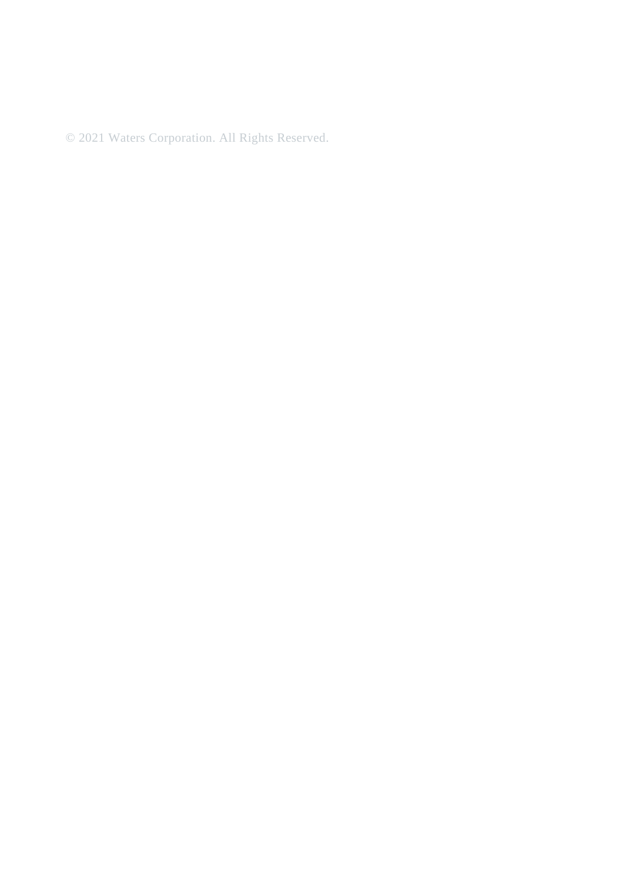© 2021 Waters Corporation. All Rights Reserved.